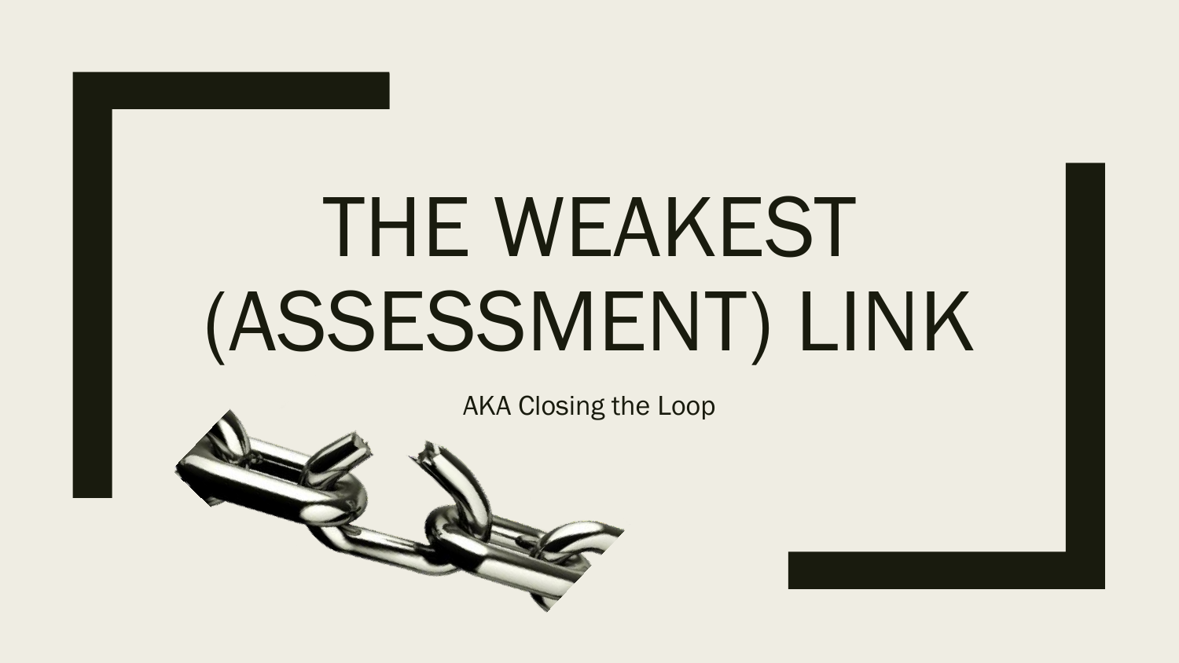# THE WEAKEST (ASSESSMENT) LINK

AKA Closing the Loop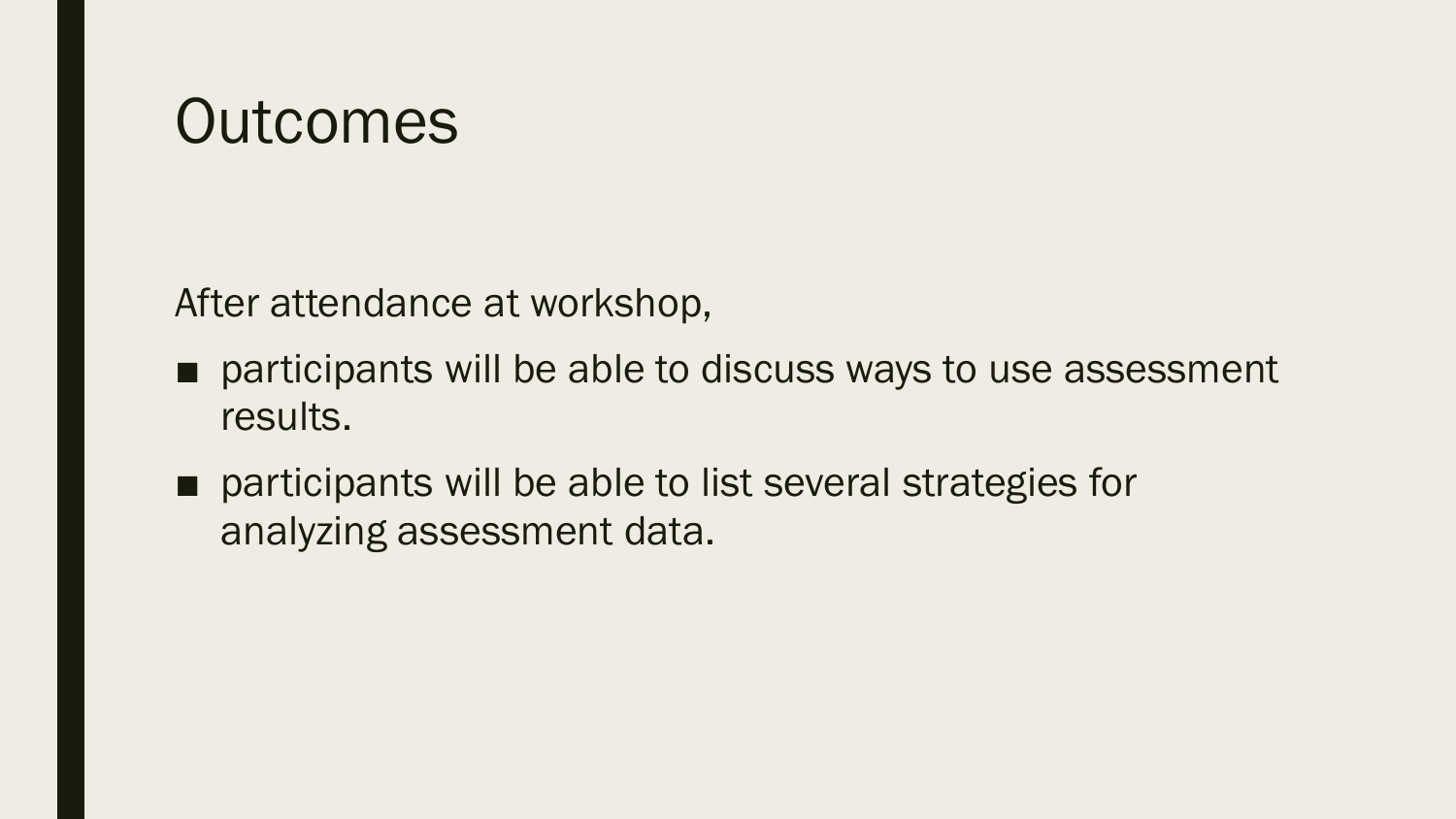# Outcomes

After attendance at workshop,

- participants will be able to discuss ways to use assessment results.
- participants will be able to list several strategies for analyzing assessment data.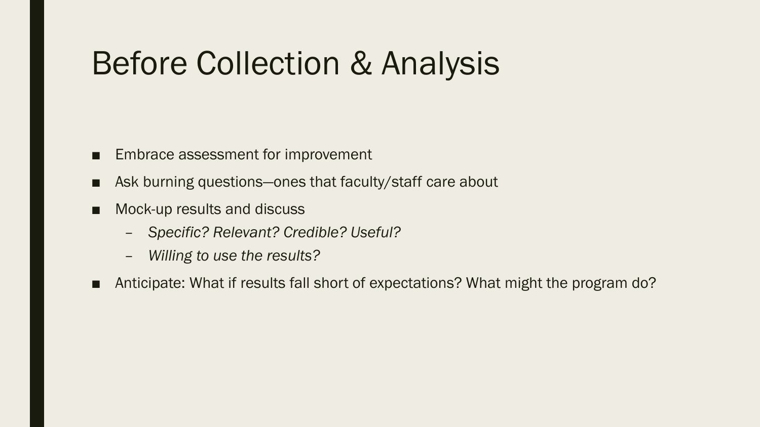# Before Collection & Analysis

- Embrace assessment for improvement
- Ask burning questions—ones that faculty/staff care about
- Mock-up results and discuss
  - *Specific? Relevant? Credible? Useful?*
  - *Willing to use the results?*
- Anticipate: What if results fall short of expectations? What might the program do?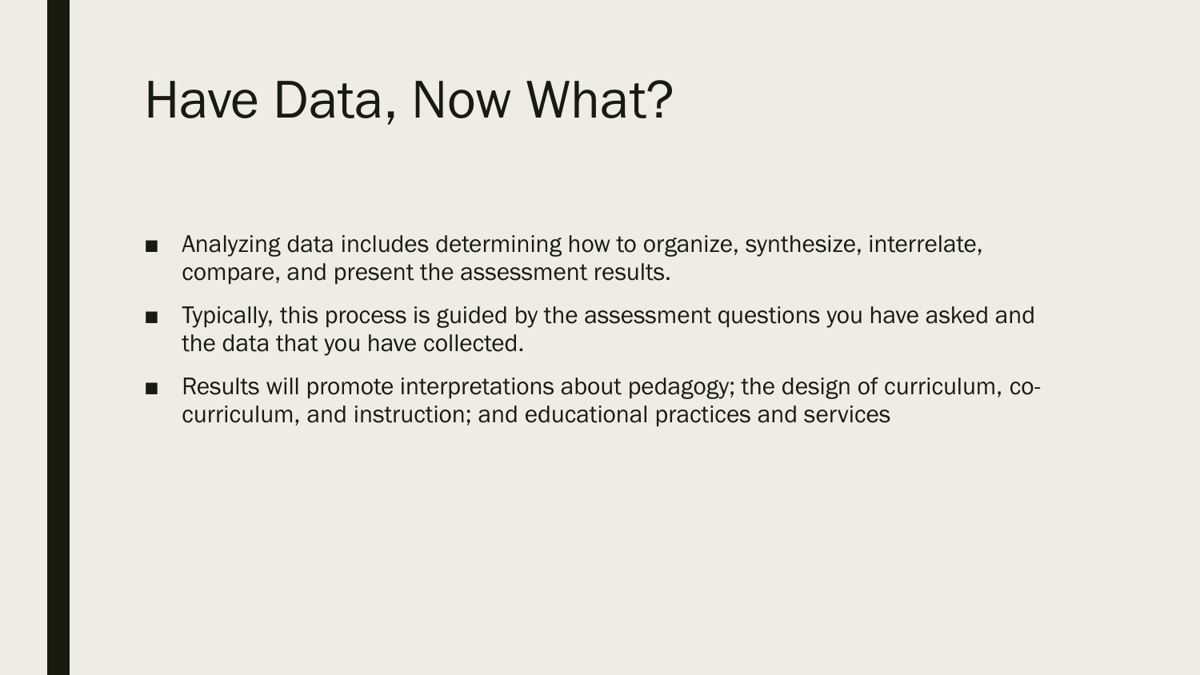# Have Data, Now What?

- Analyzing data includes determining how to organize, synthesize, interrelate, compare, and present the assessment results.
- Typically, this process is guided by the assessment questions you have asked and the data that you have collected.
- Results will promote interpretations about pedagogy; the design of curriculum, co-curriculum, and instruction; and educational practices and services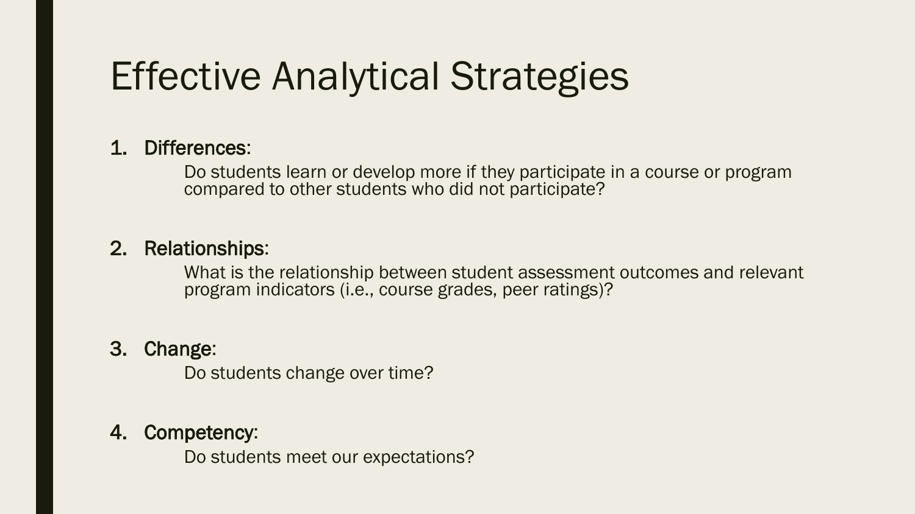# Effective Analytical Strategies

1. Differences:

   Do students learn or develop more if they participate in a course or program compared to other students who did not participate?

2. Relationships:

   What is the relationship between student assessment outcomes and relevant program indicators (i.e., course grades, peer ratings)?

3. Change:

   Do students change over time?

4. Competency:

   Do students meet our expectations?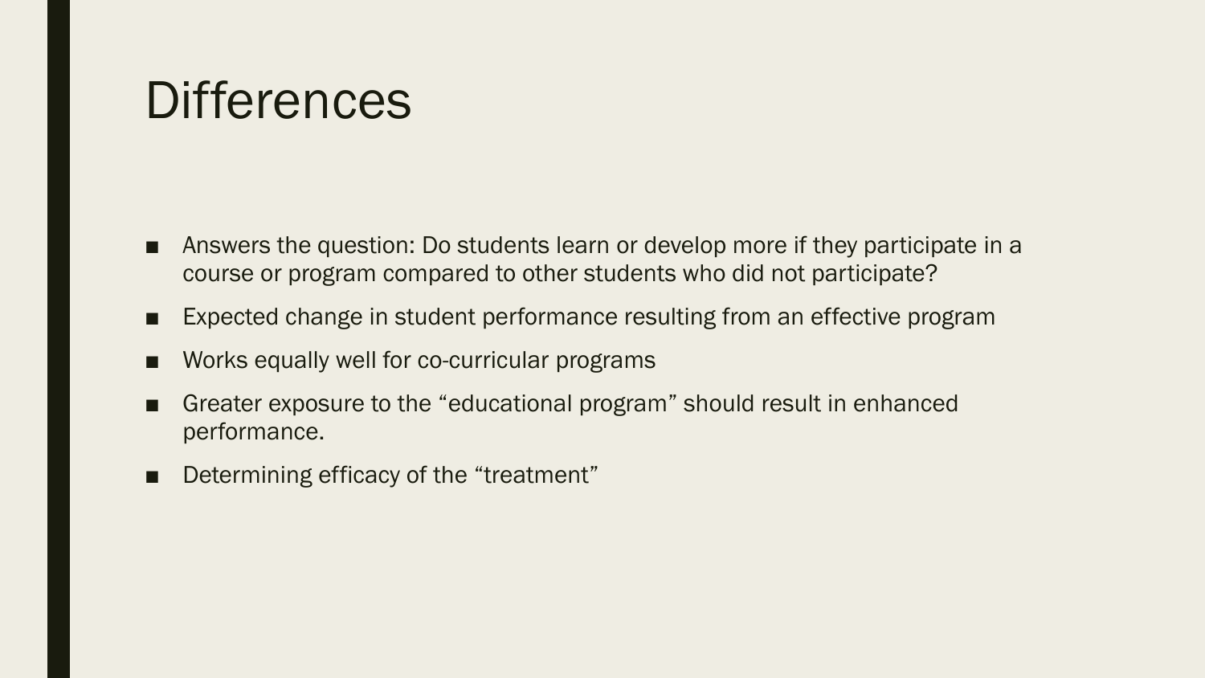# Differences

- Answers the question: Do students learn or develop more if they participate in a course or program compared to other students who did not participate?
- Expected change in student performance resulting from an effective program
- Works equally well for co-curricular programs
- Greater exposure to the “educational program” should result in enhanced performance.
- Determining efficacy of the “treatment”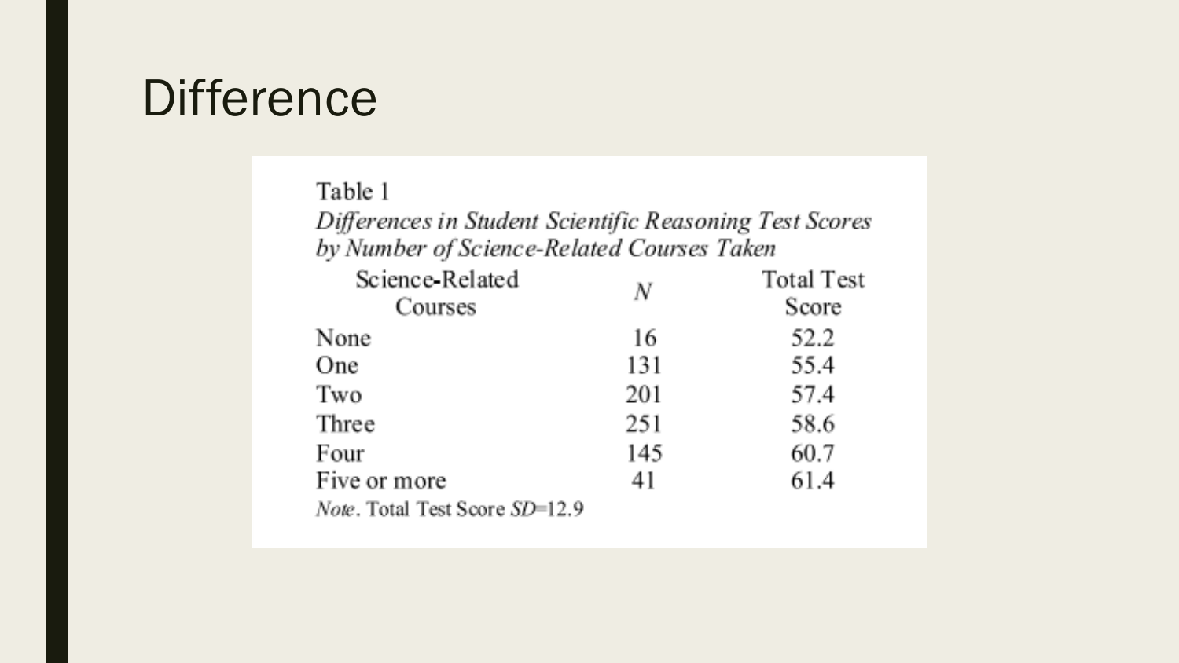# Difference

Table 1

*Differences in Student Scientific Reasoning Test Scores by Number of Science-Related Courses Taken*

| Science-Related Courses | *N* | Total Test Score |
|---|---|---|
| None | 16 | 52.2 |
| One | 131 | 55.4 |
| Two | 201 | 57.4 |
| Three | 251 | 58.6 |
| Four | 145 | 60.7 |
| Five or more | 41 | 61.4 |

*Note*. Total Test Score $SD$=12.9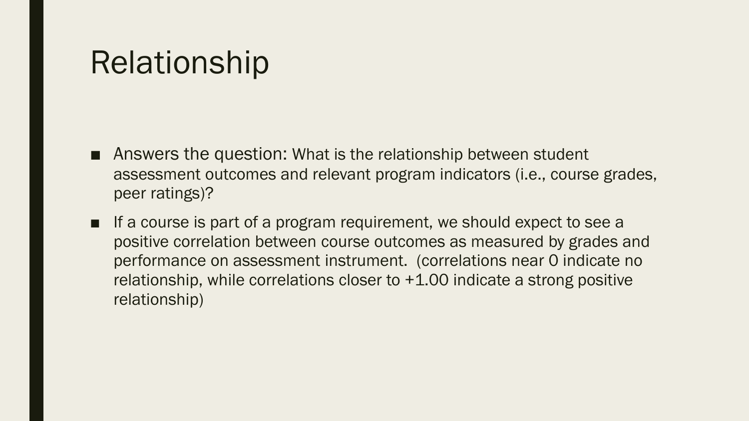# Relationship

- Answers the question: What is the relationship between student assessment outcomes and relevant program indicators (i.e., course grades, peer ratings)?
- If a course is part of a program requirement, we should expect to see a positive correlation between course outcomes as measured by grades and performance on assessment instrument. (correlations near 0 indicate no relationship, while correlations closer to +1.00 indicate a strong positive relationship)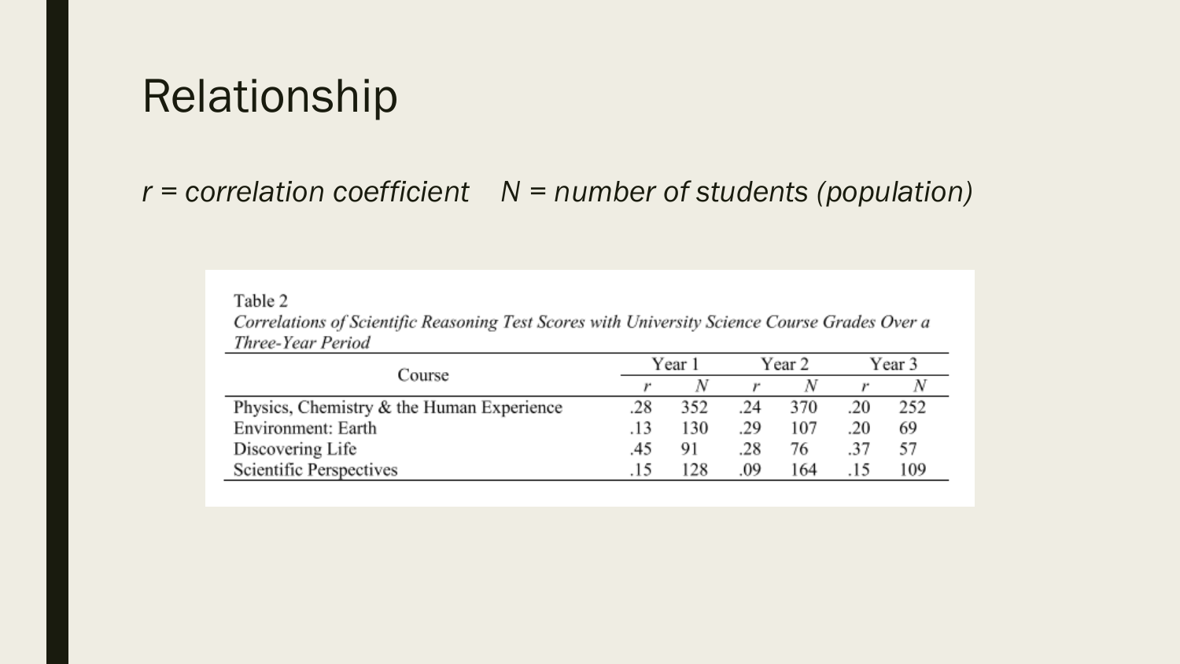# Relationship

*$r$ = correlation coefficient*    *$N$ = number of students (population)*

Table 2

*Correlations of Scientific Reasoning Test Scores with University Science Course Grades Over a Three-Year Period*

| Course | Year 1 | | Year 2 | | Year 3 | |
|---|---|---|---|---|---|---|
| | $r$ | $N$ | $r$ | $N$ | $r$ | $N$ |
| Physics, Chemistry & the Human Experience | .28 | 352 | .24 | 370 | .20 | 252 |
| Environment: Earth | .13 | 130 | .29 | 107 | .20 | 69 |
| Discovering Life | .45 | 91 | .28 | 76 | .37 | 57 |
| Scientific Perspectives | .15 | 128 | .09 | 164 | .15 | 109 |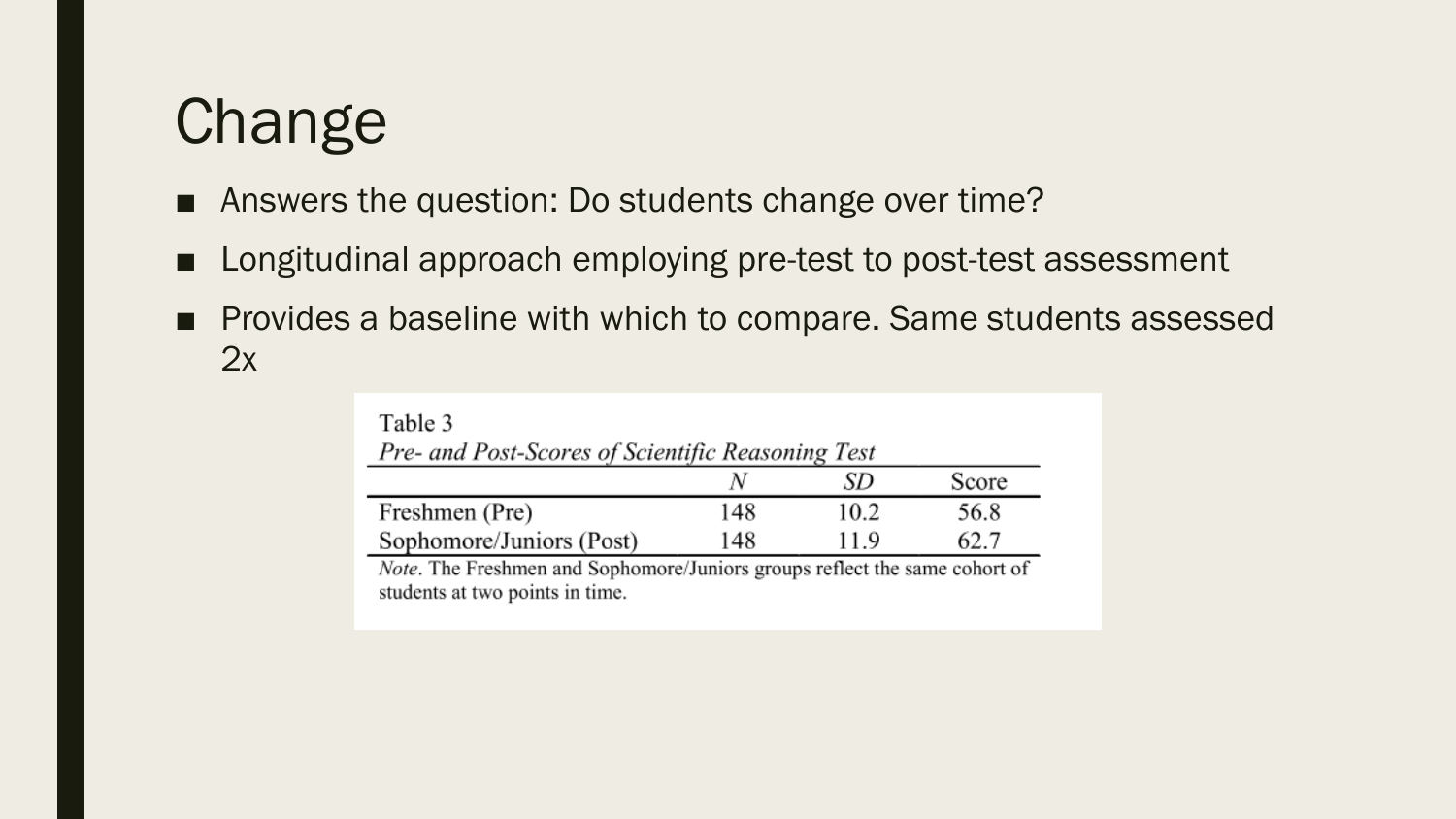# Change

- Answers the question: Do students change over time?
- Longitudinal approach employing pre-test to post-test assessment
- Provides a baseline with which to compare. Same students assessed 2x

Table 3

*Pre- and Post-Scores of Scientific Reasoning Test*

| | *N* | *SD* | Score |
|---|---|---|---|
| Freshmen (Pre) | 148 | 10.2 | 56.8 |
| Sophomore/Juniors (Post) | 148 | 11.9 | 62.7 |

*Note*. The Freshmen and Sophomore/Juniors groups reflect the same cohort of students at two points in time.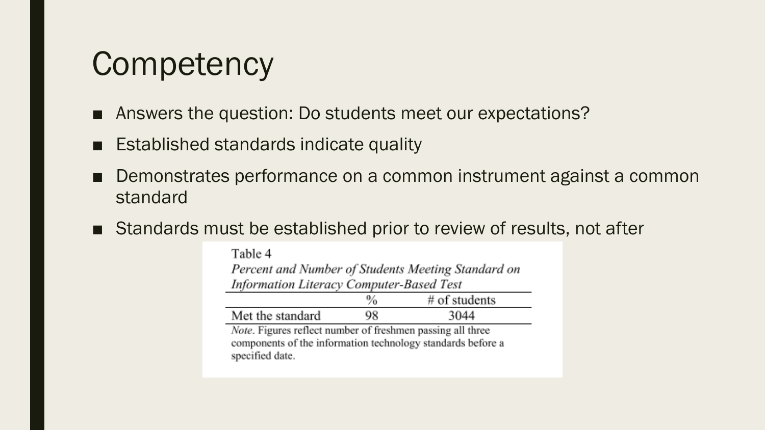# Competency

- Answers the question: Do students meet our expectations?
- Established standards indicate quality
- Demonstrates performance on a common instrument against a common standard
- Standards must be established prior to review of results, not after

Table 4

*Percent and Number of Students Meeting Standard on Information Literacy Computer-Based Test*

| | % | # of students |
|---|---|---|
| Met the standard | 98 | 3044 |

*Note*. Figures reflect number of freshmen passing all three components of the information technology standards before a specified date.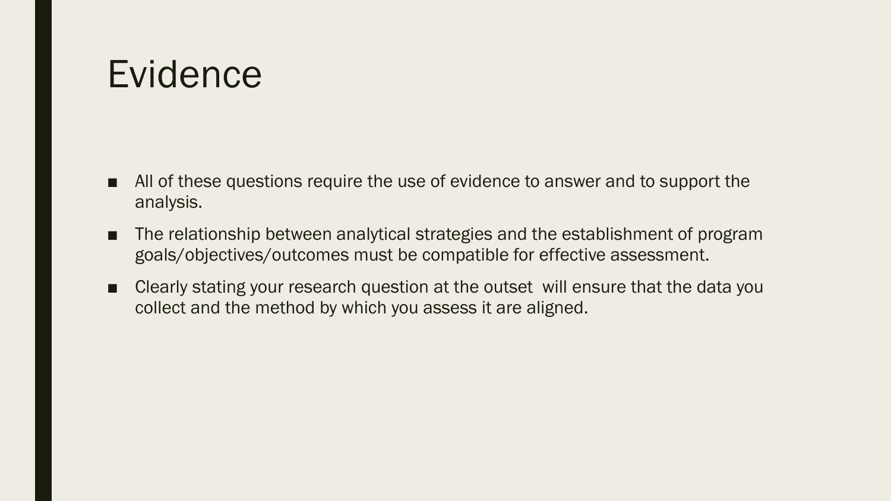# Evidence

- All of these questions require the use of evidence to answer and to support the analysis.
- The relationship between analytical strategies and the establishment of program goals/objectives/outcomes must be compatible for effective assessment.
- Clearly stating your research question at the outset will ensure that the data you collect and the method by which you assess it are aligned.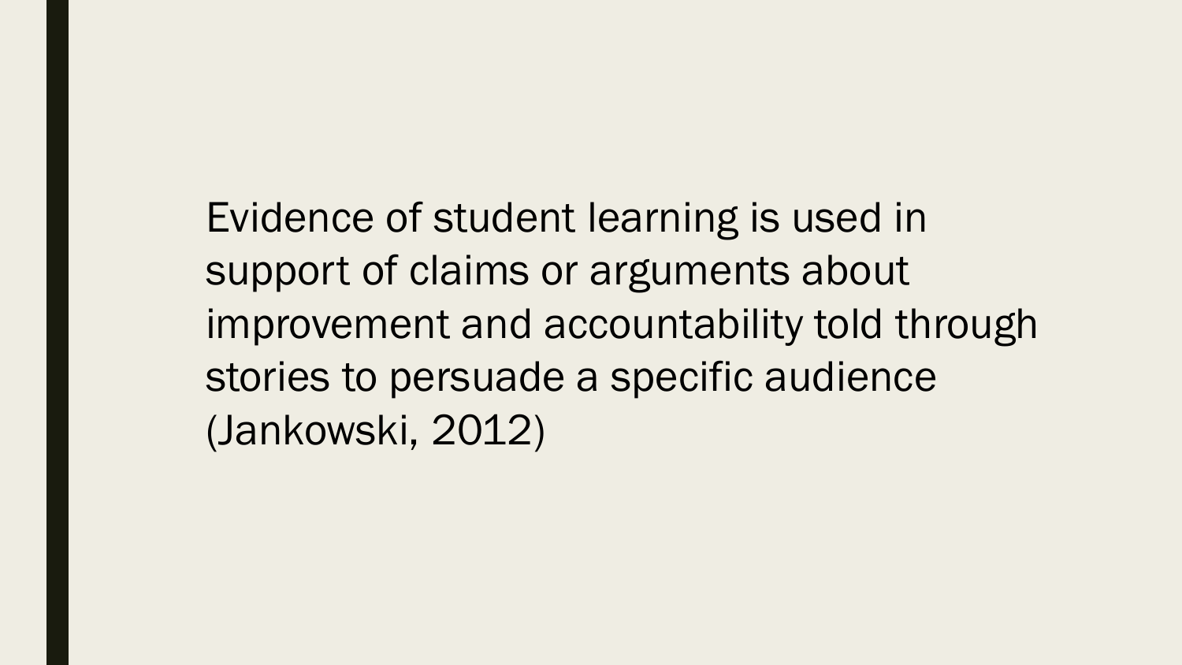Evidence of student learning is used in support of claims or arguments about improvement and accountability told through stories to persuade a specific audience (Jankowski, 2012)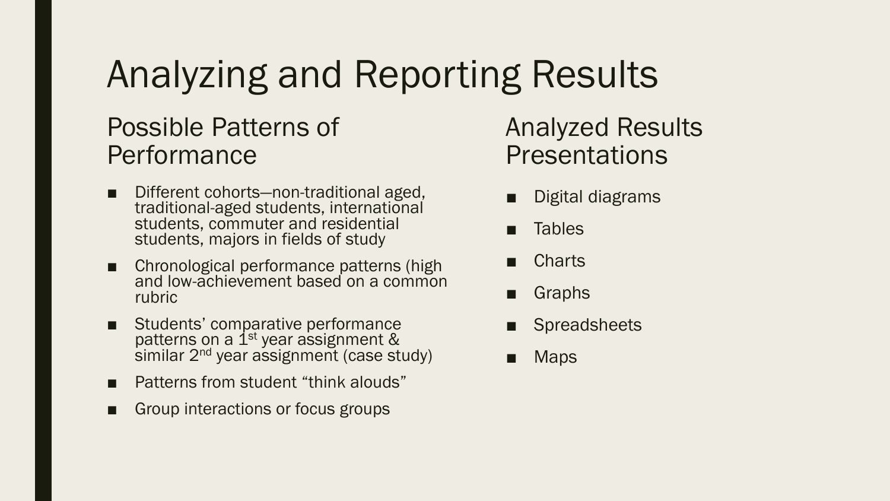# Analyzing and Reporting Results

## Possible Patterns of Performance

- Different cohorts—non-traditional aged, traditional-aged students, international students, commuter and residential students, majors in fields of study
- Chronological performance patterns (high and low-achievement based on a common rubric
- Students' comparative performance patterns on a 1st year assignment & similar 2nd year assignment (case study)
- Patterns from student "think alouds"
- Group interactions or focus groups

## Analyzed Results Presentations

- Digital diagrams
- Tables
- Charts
- Graphs
- Spreadsheets
- Maps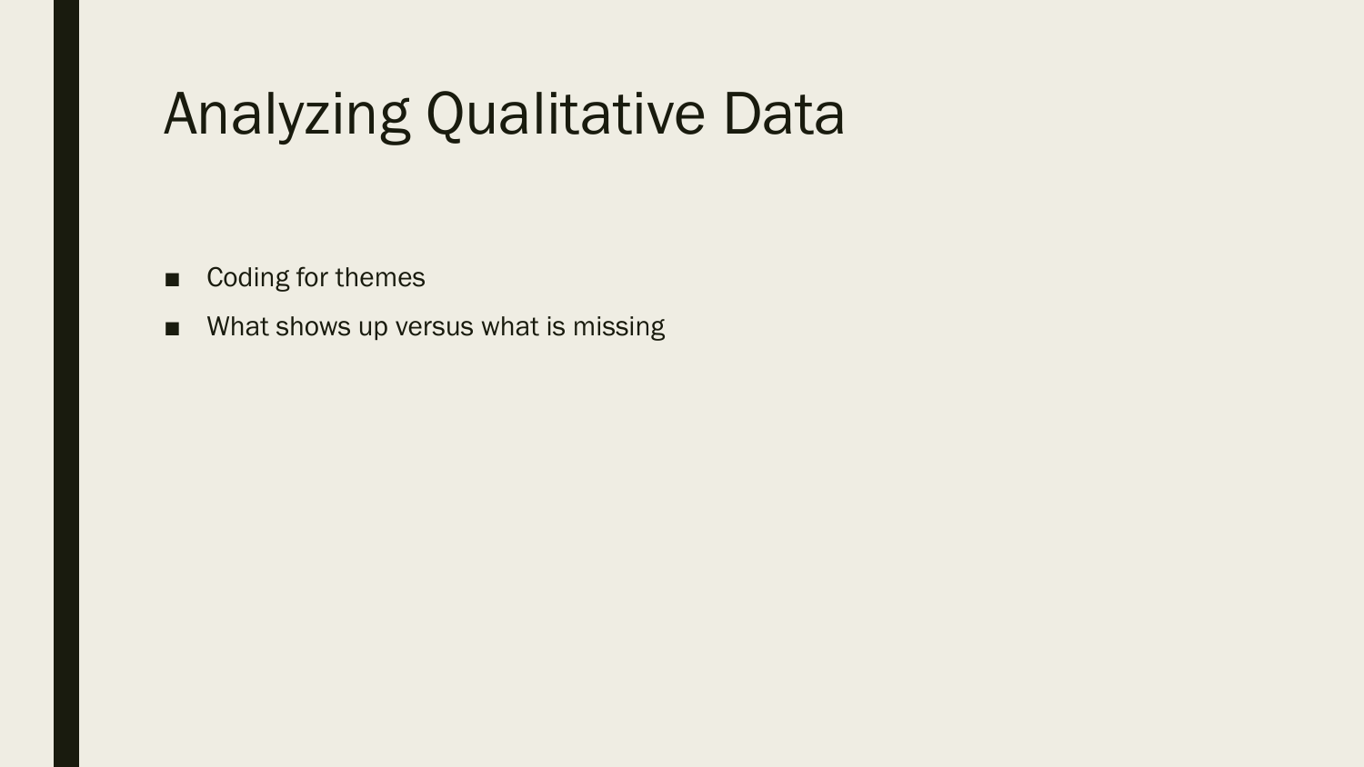# Analyzing Qualitative Data

- Coding for themes
- What shows up versus what is missing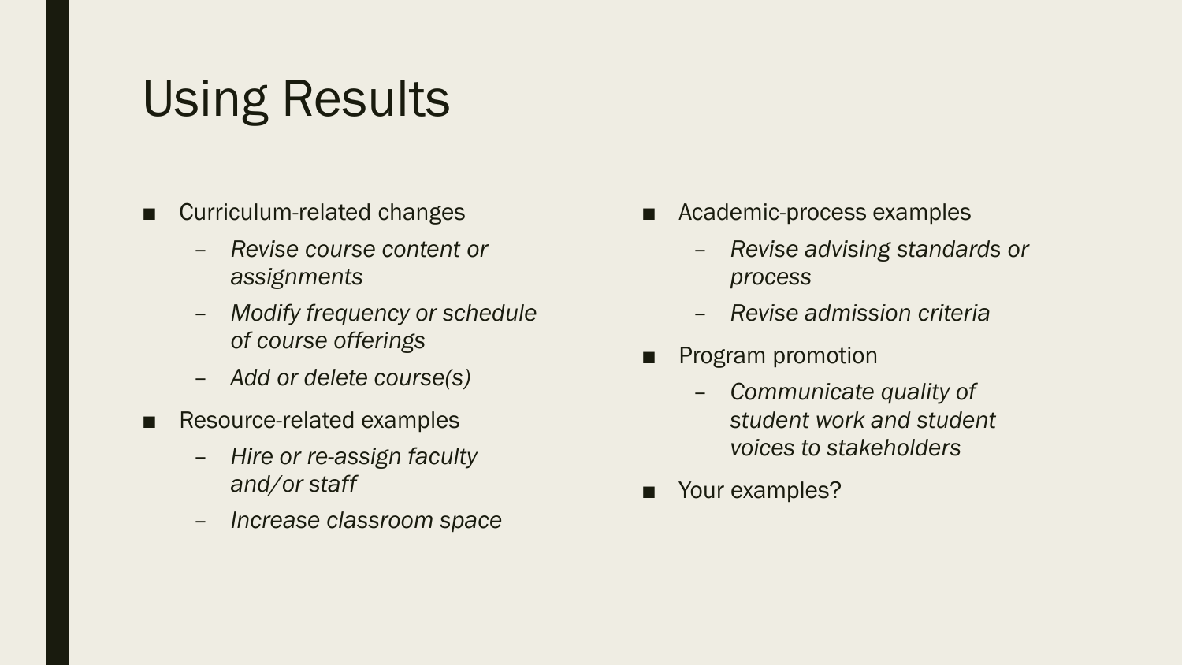# Using Results

- Curriculum-related changes
  - *Revise course content or assignments*
  - *Modify frequency or schedule of course offerings*
  - *Add or delete course(s)*
- Resource-related examples
  - *Hire or re-assign faculty and/or staff*
  - *Increase classroom space*
- Academic-process examples
  - *Revise advising standards or process*
  - *Revise admission criteria*
- Program promotion
  - *Communicate quality of student work and student voices to stakeholders*
- Your examples?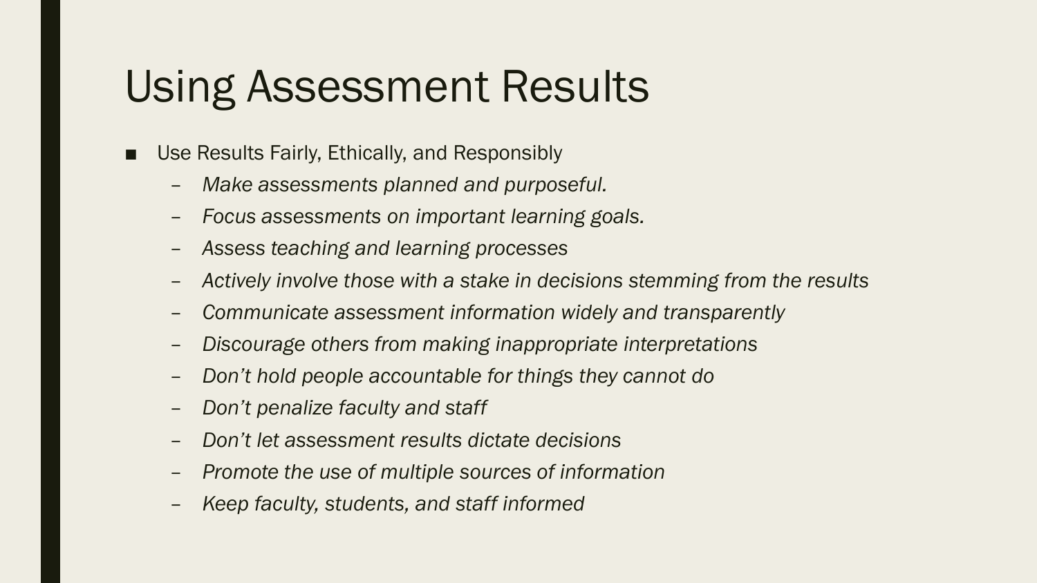# Using Assessment Results

- Use Results Fairly, Ethically, and Responsibly
  - *Make assessments planned and purposeful.*
  - *Focus assessments on important learning goals.*
  - *Assess teaching and learning processes*
  - *Actively involve those with a stake in decisions stemming from the results*
  - *Communicate assessment information widely and transparently*
  - *Discourage others from making inappropriate interpretations*
  - *Don't hold people accountable for things they cannot do*
  - *Don't penalize faculty and staff*
  - *Don't let assessment results dictate decisions*
  - *Promote the use of multiple sources of information*
  - *Keep faculty, students, and staff informed*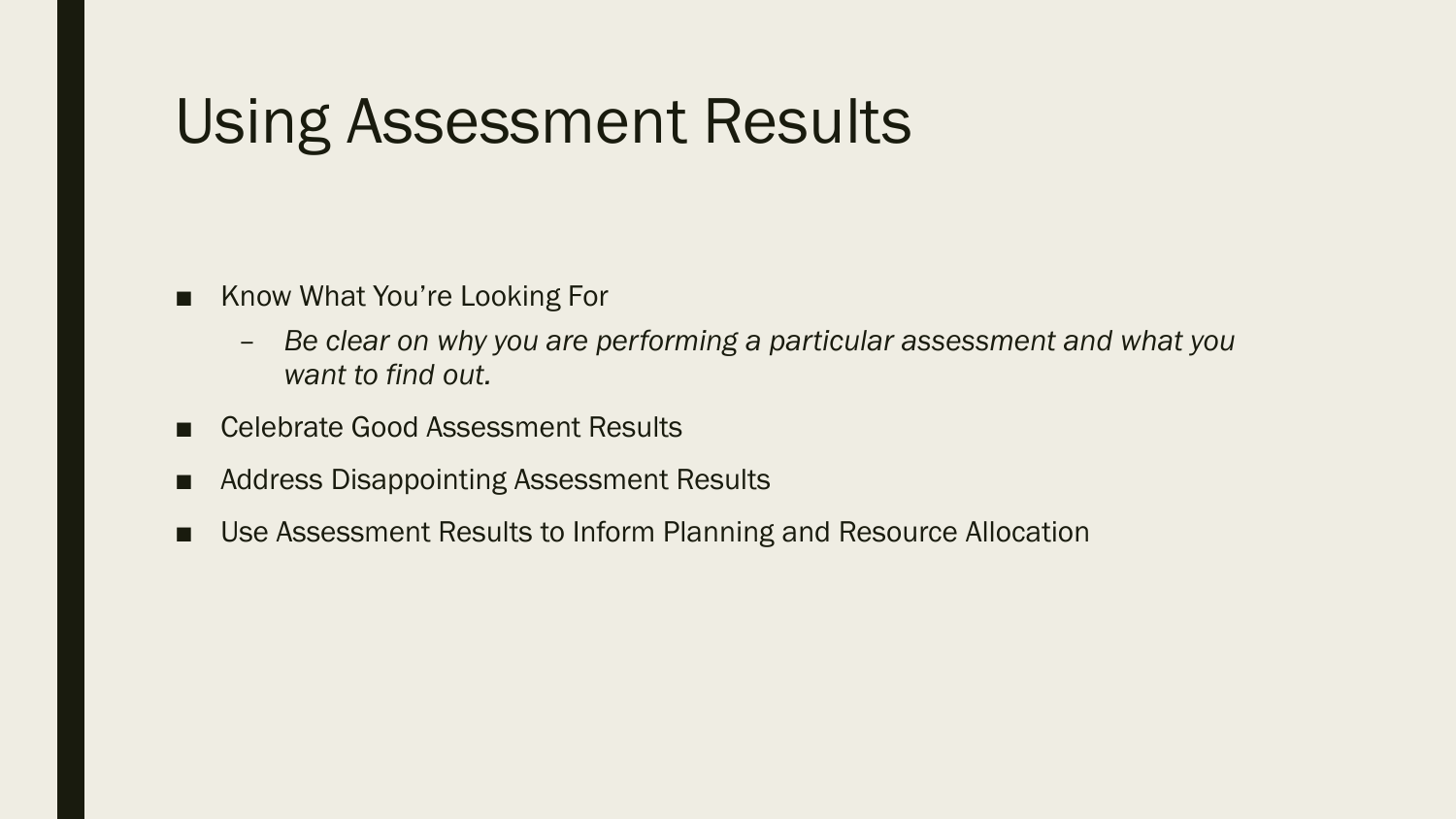# Using Assessment Results

- Know What You're Looking For
  - *Be clear on why you are performing a particular assessment and what you want to find out.*
- Celebrate Good Assessment Results
- Address Disappointing Assessment Results
- Use Assessment Results to Inform Planning and Resource Allocation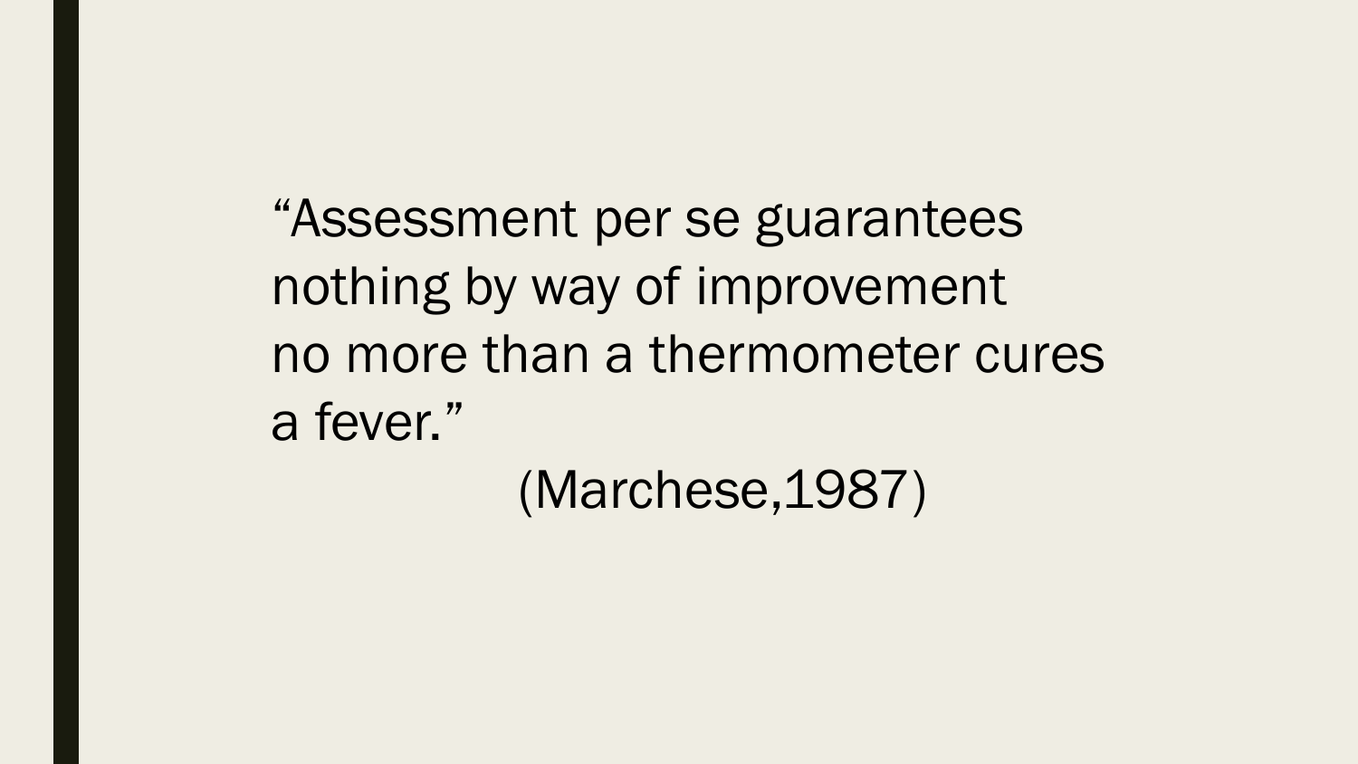"Assessment per se guarantees nothing by way of improvement no more than a thermometer cures a fever."

(Marchese,1987)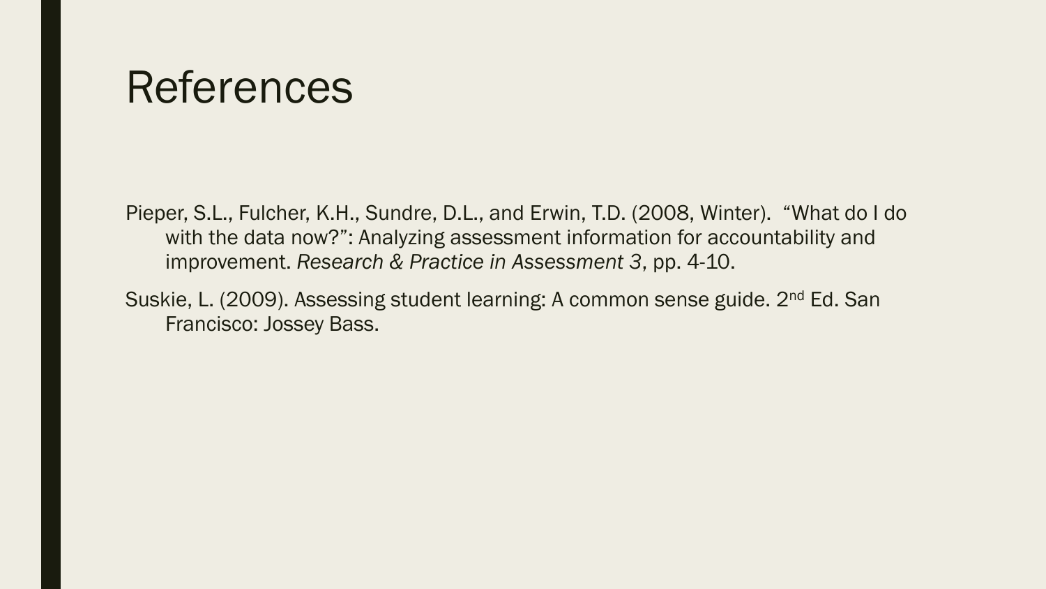# References

Pieper, S.L., Fulcher, K.H., Sundre, D.L., and Erwin, T.D. (2008, Winter). "What do I do with the data now?": Analyzing assessment information for accountability and improvement. *Research & Practice in Assessment 3*, pp. 4-10.

Suskie, L. (2009). Assessing student learning: A common sense guide. 2nd Ed. San Francisco: Jossey Bass.